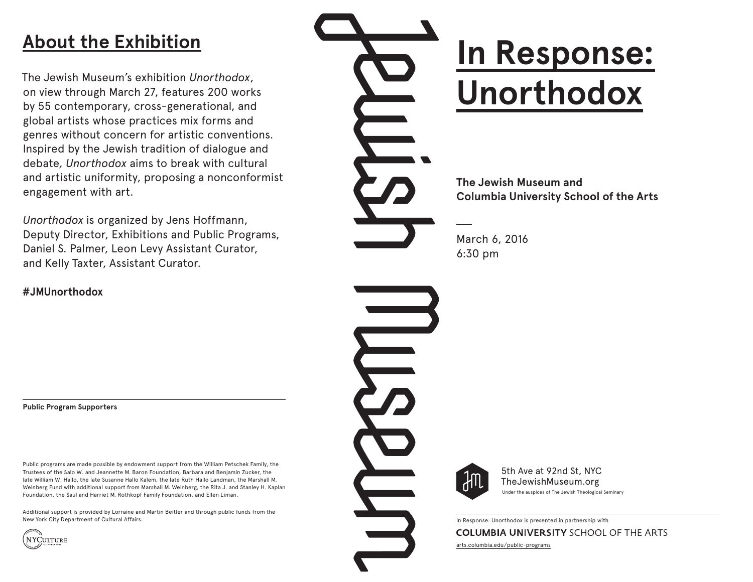## About the Exhibition

The Jewish Museum's exhibition *Unorthodox*, on view through March 27, features 200 works by 55 contemporary, cross-generational, and global artists whose practices mix forms and genres without concern for artistic conventions. Inspired by the Jewish tradition of dialogue and debate, *Unorthodox* aims to break with cultural and artistic uniformity, proposing a nonconformist engagement with art.

*Unorthodox* is organized by Jens Hoffmann, Deputy Director, Exhibitions and Public Programs, Daniel S. Palmer, Leon Levy Assistant Curator, and Kelly Taxter, Assistant Curator.

**#JMUnorthodox**

**Public Program Supporters**

Public programs are made possible by endowment support from the William Petschek Family, the Trustees of the Salo W. and Jeannette M. Baron Foundation, Barbara and Benjamin Zucker, the late William W. Hallo, the late Susanne Hallo Kalem, the late Ruth Hallo Landman, the Marshall M. Weinberg Fund with additional support from Marshall M. Weinberg, the Rita J. and Stanley H. Kaplan Foundation, the Saul and Harriet M. Rothkopf Family Foundation, and Ellen Liman.

Additional support is provided by Lorraine and Martin Beitler and through public funds from the New York City Department of Cultural Affairs.

NYCulture

Jewish Museum

# In Response: Unorthodox

**The Jewish Museum and Columbia University School of the Arts**

March 6, 2016
6:30 pm

5th Ave at 92nd St, NYC
TheJewishMuseum.org
Under the auspices of The Jewish Theological Seminary

In Response: Unorthodox is presented in partnership with

**COLUMBIA UNIVERSITY** SCHOOL OF THE ARTS

arts.columbia.edu/public-programs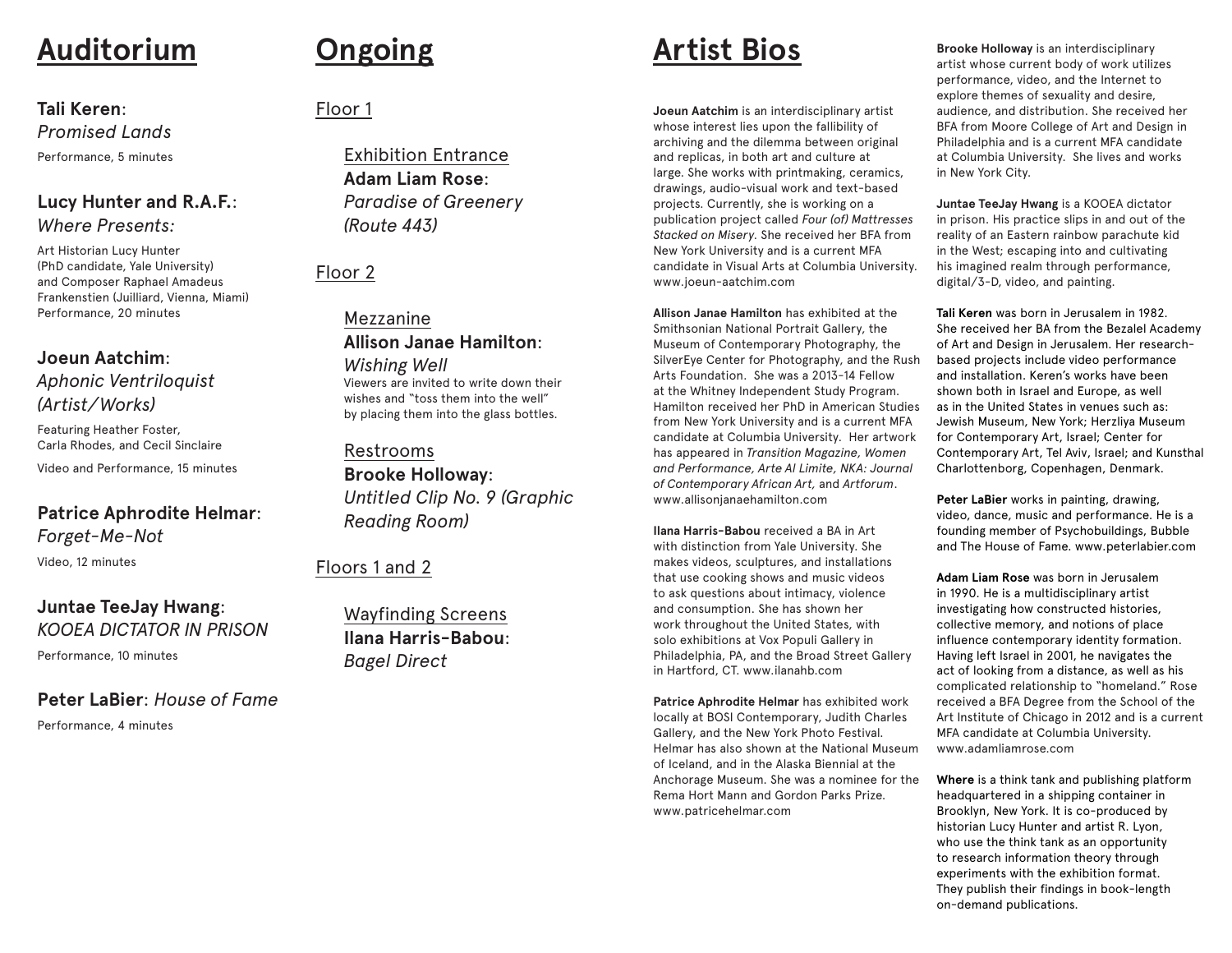# Auditorium

**Tali Keren**:
*Promised Lands*

Performance, 5 minutes

**Lucy Hunter and R.A.F.**:
*Where Presents:*

Art Historian Lucy Hunter
(PhD candidate, Yale University)
and Composer Raphael Amadeus
Frankenstien (Juilliard, Vienna, Miami)
Performance, 20 minutes

**Joeun Aatchim**:
*Aphonic Ventriloquist (Artist/Works)*

Featuring Heather Foster,
Carla Rhodes, and Cecil Sinclaire

Video and Performance, 15 minutes

**Patrice Aphrodite Helmar**:
*Forget-Me-Not*

Video, 12 minutes

**Juntae TeeJay Hwang**:
*KOOEA DICTATOR IN PRISON*

Performance, 10 minutes

**Peter LaBier**: *House of Fame*

Performance, 4 minutes

# Ongoing

## Floor 1

### Exhibition Entrance

**Adam Liam Rose**:
*Paradise of Greenery (Route 443)*

## Floor 2

### Mezzanine

**Allison Janae Hamilton**:
*Wishing Well*

Viewers are invited to write down their wishes and "toss them into the well" by placing them into the glass bottles.

### Restrooms

**Brooke Holloway**:
*Untitled Clip No. 9 (Graphic Reading Room)*

## Floors 1 and 2

### Wayfinding Screens

**Ilana Harris-Babou**:
*Bagel Direct*

# Artist Bios

**Joeun Aatchim** is an interdisciplinary artist whose interest lies upon the fallibility of archiving and the dilemma between original and replicas, in both art and culture at large. She works with printmaking, ceramics, drawings, audio-visual work and text-based projects. Currently, she is working on a publication project called *Four (of) Mattresses Stacked on Misery*. She received her BFA from New York University and is a current MFA candidate in Visual Arts at Columbia University. www.joeun-aatchim.com

**Allison Janae Hamilton** has exhibited at the Smithsonian National Portrait Gallery, the Museum of Contemporary Photography, the SilverEye Center for Photography, and the Rush Arts Foundation. She was a 2013-14 Fellow at the Whitney Independent Study Program. Hamilton received her PhD in American Studies from New York University and is a current MFA candidate at Columbia University. Her artwork has appeared in *Transition Magazine, Women and Performance, Arte Al Limite, NKA: Journal of Contemporary African Art,* and *Artforum*. www.allisonjanaehamilton.com

**Ilana Harris-Babou** received a BA in Art with distinction from Yale University. She makes videos, sculptures, and installations that use cooking shows and music videos to ask questions about intimacy, violence and consumption. She has shown her work throughout the United States, with solo exhibitions at Vox Populi Gallery in Philadelphia, PA, and the Broad Street Gallery in Hartford, CT. www.ilanahb.com

**Patrice Aphrodite Helmar** has exhibited work locally at BOSI Contemporary, Judith Charles Gallery, and the New York Photo Festival. Helmar has also shown at the National Museum of Iceland, and in the Alaska Biennial at the Anchorage Museum. She was a nominee for the Rema Hort Mann and Gordon Parks Prize. www.patricehelmar.com

**Brooke Holloway** is an interdisciplinary artist whose current body of work utilizes performance, video, and the Internet to explore themes of sexuality and desire, audience, and distribution. She received her BFA from Moore College of Art and Design in Philadelphia and is a current MFA candidate at Columbia University. She lives and works in New York City.

**Juntae TeeJay Hwang** is a KOOEA dictator in prison. His practice slips in and out of the reality of an Eastern rainbow parachute kid in the West; escaping into and cultivating his imagined realm through performance, digital/3-D, video, and painting.

**Tali Keren** was born in Jerusalem in 1982. She received her BA from the Bezalel Academy of Art and Design in Jerusalem. Her research-based projects include video performance and installation. Keren's works have been shown both in Israel and Europe, as well as in the United States in venues such as: Jewish Museum, New York; Herzliya Museum for Contemporary Art, Israel; Center for Contemporary Art, Tel Aviv, Israel; and Kunsthal Charlottenborg, Copenhagen, Denmark.

**Peter LaBier** works in painting, drawing, video, dance, music and performance. He is a founding member of Psychobuildings, Bubble and The House of Fame. www.peterlabier.com

**Adam Liam Rose** was born in Jerusalem in 1990. He is a multidisciplinary artist investigating how constructed histories, collective memory, and notions of place influence contemporary identity formation. Having left Israel in 2001, he navigates the act of looking from a distance, as well as his complicated relationship to "homeland." Rose received a BFA Degree from the School of the Art Institute of Chicago in 2012 and is a current MFA candidate at Columbia University. www.adamliamrose.com

**Where** is a think tank and publishing platform headquartered in a shipping container in Brooklyn, New York. It is co-produced by historian Lucy Hunter and artist R. Lyon, who use the think tank as an opportunity to research information theory through experiments with the exhibition format. They publish their findings in book-length on-demand publications.